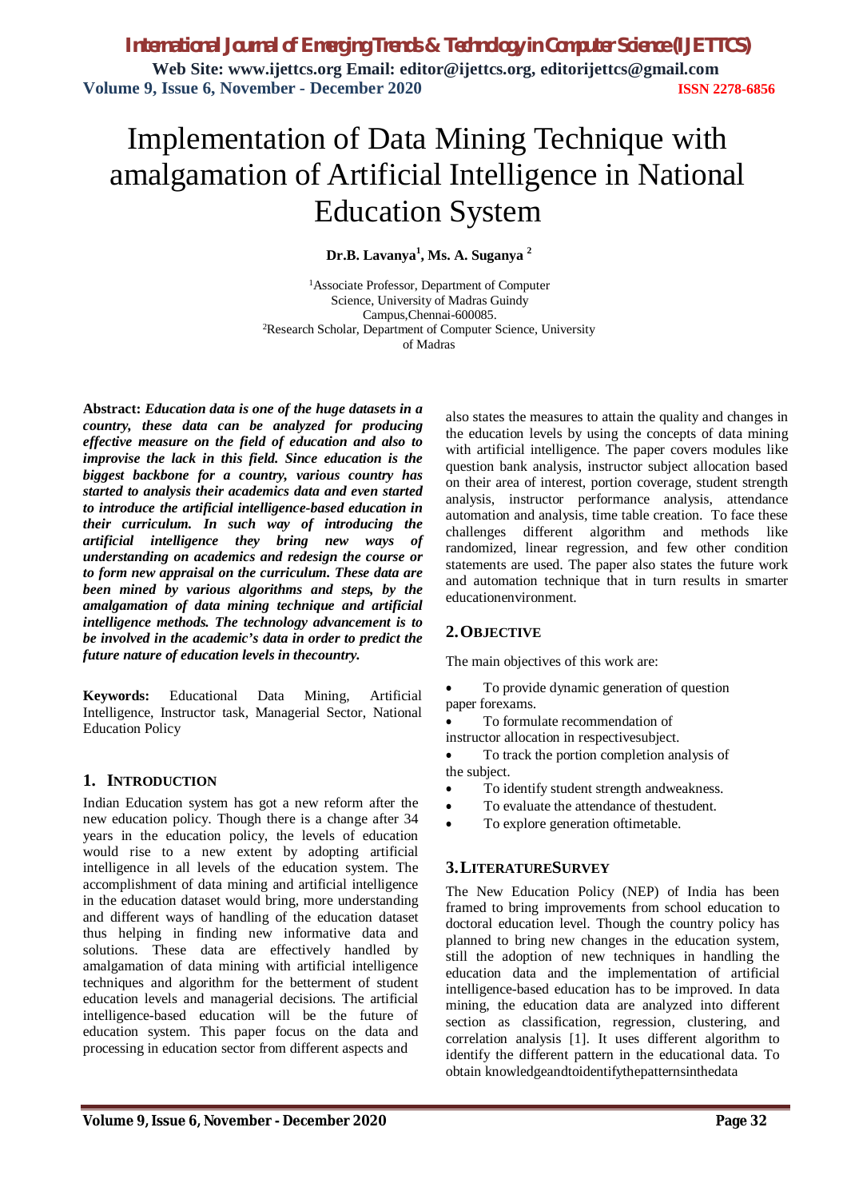# Implementation of Data Mining Technique with amalgamation of Artificial Intelligence in National Education System

**Dr.B. Lavanya[1], Ms. A. Suganya [2]**

[1]Associate Professor, Department of Computer Science, University of Madras Guindy Campus,Chennai-600085.
[2]Research Scholar, Department of Computer Science, University of Madras

**Abstract:** ***Education data is one of the huge datasets in a country, these data can be analyzed for producing effective measure on the field of education and also to improvise the lack in this field. Since education is the biggest backbone for a country, various country has started to analysis their academics data and even started to introduce the artificial intelligence-based education in their curriculum. In such way of introducing the artificial intelligence they bring new ways of understanding on academics and redesign the course or to form new appraisal on the curriculum. These data are been mined by various algorithms and steps, by the amalgamation of data mining technique and artificial intelligence methods. The technology advancement is to be involved in the academic's data in order to predict the future nature of education levels in thecountry.***

**Keywords:** Educational Data Mining, Artificial Intelligence, Instructor task, Managerial Sector, National Education Policy

## 1. INTRODUCTION

Indian Education system has got a new reform after the new education policy. Though there is a change after 34 years in the education policy, the levels of education would rise to a new extent by adopting artificial intelligence in all levels of the education system. The accomplishment of data mining and artificial intelligence in the education dataset would bring, more understanding and different ways of handling of the education dataset thus helping in finding new informative data and solutions. These data are effectively handled by amalgamation of data mining with artificial intelligence techniques and algorithm for the betterment of student education levels and managerial decisions. The artificial intelligence-based education will be the future of education system. This paper focus on the data and processing in education sector from different aspects and also states the measures to attain the quality and changes in the education levels by using the concepts of data mining with artificial intelligence. The paper covers modules like question bank analysis, instructor subject allocation based on their area of interest, portion coverage, student strength analysis, instructor performance analysis, attendance automation and analysis, time table creation. To face these challenges different algorithm and methods like randomized, linear regression, and few other condition statements are used. The paper also states the future work and automation technique that in turn results in smarter educationenvironment.

## 2. OBJECTIVE

The main objectives of this work are:

- To provide dynamic generation of question paper forexams.
- To formulate recommendation of instructor allocation in respectivesubject.
- To track the portion completion analysis of the subject.
- To identify student strength andweakness.
- To evaluate the attendance of thestudent.
- To explore generation oftimetable.

## 3. LITERATURESURVEY

The New Education Policy (NEP) of India has been framed to bring improvements from school education to doctoral education level. Though the country policy has planned to bring new changes in the education system, still the adoption of new techniques in handling the education data and the implementation of artificial intelligence-based education has to be improved. In data mining, the education data are analyzed into different section as classification, regression, clustering, and correlation analysis [1]. It uses different algorithm to identify the different pattern in the educational data. To obtain knowledgeandtoidentifythepatternsinthedata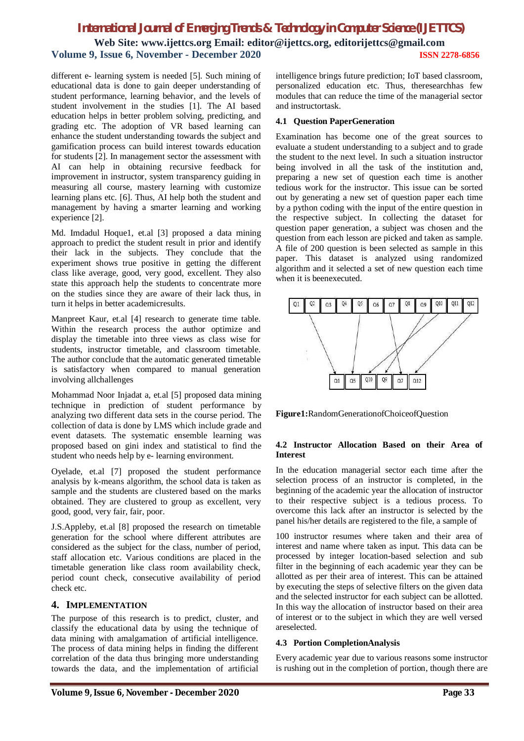different e- learning system is needed [5]. Such mining of educational data is done to gain deeper understanding of student performance, learning behavior, and the levels of student involvement in the studies [1]. The AI based education helps in better problem solving, predicting, and grading etc. The adoption of VR based learning can enhance the student understanding towards the subject and gamification process can build interest towards education for students [2]. In management sector the assessment with AI can help in obtaining recursive feedback for improvement in instructor, system transparency guiding in measuring all course, mastery learning with customize learning plans etc. [6]. Thus, AI help both the student and management by having a smarter learning and working experience [2].

Md. Imdadul Hoque1, et.al [3] proposed a data mining approach to predict the student result in prior and identify their lack in the subjects. They conclude that the experiment shows true positive in getting the different class like average, good, very good, excellent. They also state this approach help the students to concentrate more on the studies since they are aware of their lack thus, in turn it helps in better academicresults.

Manpreet Kaur, et.al [4] research to generate time table. Within the research process the author optimize and display the timetable into three views as class wise for students, instructor timetable, and classroom timetable. The author conclude that the automatic generated timetable is satisfactory when compared to manual generation involving allchallenges

Mohammad Noor Injadat a, et.al [5] proposed data mining technique in prediction of student performance by analyzing two different data sets in the course period. The collection of data is done by LMS which include grade and event datasets. The systematic ensemble learning was proposed based on gini index and statistical to find the student who needs help by e- learning environment.

Oyelade, et.al [7] proposed the student performance analysis by k-means algorithm, the school data is taken as sample and the students are clustered based on the marks obtained. They are clustered to group as excellent, very good, good, very fair, fair, poor.

J.S.Appleby, et.al [8] proposed the research on timetable generation for the school where different attributes are considered as the subject for the class, number of period, staff allocation etc. Various conditions are placed in the timetable generation like class room availability check, period count check, consecutive availability of period check etc.

## 4. IMPLEMENTATION

The purpose of this research is to predict, cluster, and classify the educational data by using the technique of data mining with amalgamation of artificial intelligence. The process of data mining helps in finding the different correlation of the data thus bringing more understanding towards the data, and the implementation of artificial intelligence brings future prediction; IoT based classroom, personalized education etc. Thus, theresearchhas few modules that can reduce the time of the managerial sector and instructortask.

### 4.1 Question PaperGeneration

Examination has become one of the great sources to evaluate a student understanding to a subject and to grade the student to the next level. In such a situation instructor being involved in all the task of the institution and, preparing a new set of question each time is another tedious work for the instructor. This issue can be sorted out by generating a new set of question paper each time by a python coding with the input of the entire question in the respective subject. In collecting the dataset for question paper generation, a subject was chosen and the question from each lesson are picked and taken as sample. A file of 200 question is been selected as sample in this paper. This dataset is analyzed using randomized algorithm and it selected a set of new question each time when it is beenexecuted.

**Figure1:**RandomGenerationofChoiceofQuestion

### 4.2 Instructor Allocation Based on their Area of Interest

In the education managerial sector each time after the selection process of an instructor is completed, in the beginning of the academic year the allocation of instructor to their respective subject is a tedious process. To overcome this lack after an instructor is selected by the panel his/her details are registered to the file, a sample of

100 instructor resumes where taken and their area of interest and name where taken as input. This data can be processed by integer location-based selection and sub filter in the beginning of each academic year they can be allotted as per their area of interest. This can be attained by executing the steps of selective filters on the given data and the selected instructor for each subject can be allotted. In this way the allocation of instructor based on their area of interest or to the subject in which they are well versed areselected.

### 4.3 Portion CompletionAnalysis

Every academic year due to various reasons some instructor is rushing out in the completion of portion, though there are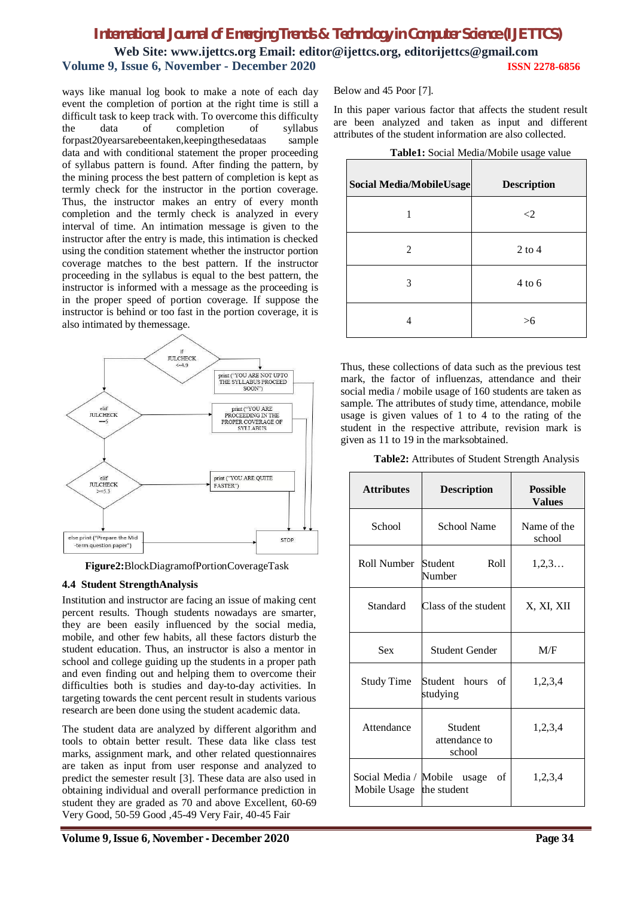ways like manual log book to make a note of each day event the completion of portion at the right time is still a difficult task to keep track with. To overcome this difficulty the data of completion of syllabus forpast20yearsarebeentaken,keepingthesedataas sample data and with conditional statement the proper proceeding of syllabus pattern is found. After finding the pattern, by the mining process the best pattern of completion is kept as termly check for the instructor in the portion coverage. Thus, the instructor makes an entry of every month completion and the termly check is analyzed in every interval of time. An intimation message is given to the instructor after the entry is made, this intimation is checked using the condition statement whether the instructor portion coverage matches to the best pattern. If the instructor proceeding in the syllabus is equal to the best pattern, the instructor is informed with a message as the proceeding is in the proper speed of portion coverage. If suppose the instructor is behind or too fast in the portion coverage, it is also intimated by themessage.

**Figure2:**BlockDiagramofPortionCoverageTask

### 4.4 Student StrengthAnalysis

Institution and instructor are facing an issue of making cent percent results. Though students nowadays are smarter, they are been easily influenced by the social media, mobile, and other few habits, all these factors disturb the student education. Thus, an instructor is also a mentor in school and college guiding up the students in a proper path and even finding out and helping them to overcome their difficulties both is studies and day-to-day activities. In targeting towards the cent percent result in students various research are been done using the student academic data.

The student data are analyzed by different algorithm and tools to obtain better result. These data like class test marks, assignment mark, and other related questionnaires are taken as input from user response and analyzed to predict the semester result [3]. These data are also used in obtaining individual and overall performance prediction in student they are graded as 70 and above Excellent, 60-69 Very Good, 50-59 Good ,45-49 Very Fair, 40-45 Fair Below and 45 Poor [7].

In this paper various factor that affects the student result are been analyzed and taken as input and different attributes of the student information are also collected.

**Table1:** Social Media/Mobile usage value

| Social Media/MobileUsage | Description |
|---|---|
| 1 | <2 |
| 2 | 2 to 4 |
| 3 | 4 to 6 |
| 4 | >6 |

Thus, these collections of data such as the previous test mark, the factor of influenzas, attendance and their social media / mobile usage of 160 students are taken as sample. The attributes of study time, attendance, mobile usage is given values of 1 to 4 to the rating of the student in the respective attribute, revision mark is given as 11 to 19 in the marksobtained.

**Table2:** Attributes of Student Strength Analysis

| Attributes | Description | Possible Values |
|---|---|---|
| School | School Name | Name of the school |
| Roll Number | Student Roll Number | 1,2,3… |
| Standard | Class of the student | X, XI, XII |
| Sex | Student Gender | M/F |
| Study Time | Student hours of studying | 1,2,3,4 |
| Attendance | Student attendance to school | 1,2,3,4 |
| Social Media / Mobile Usage | Mobile usage of the student | 1,2,3,4 |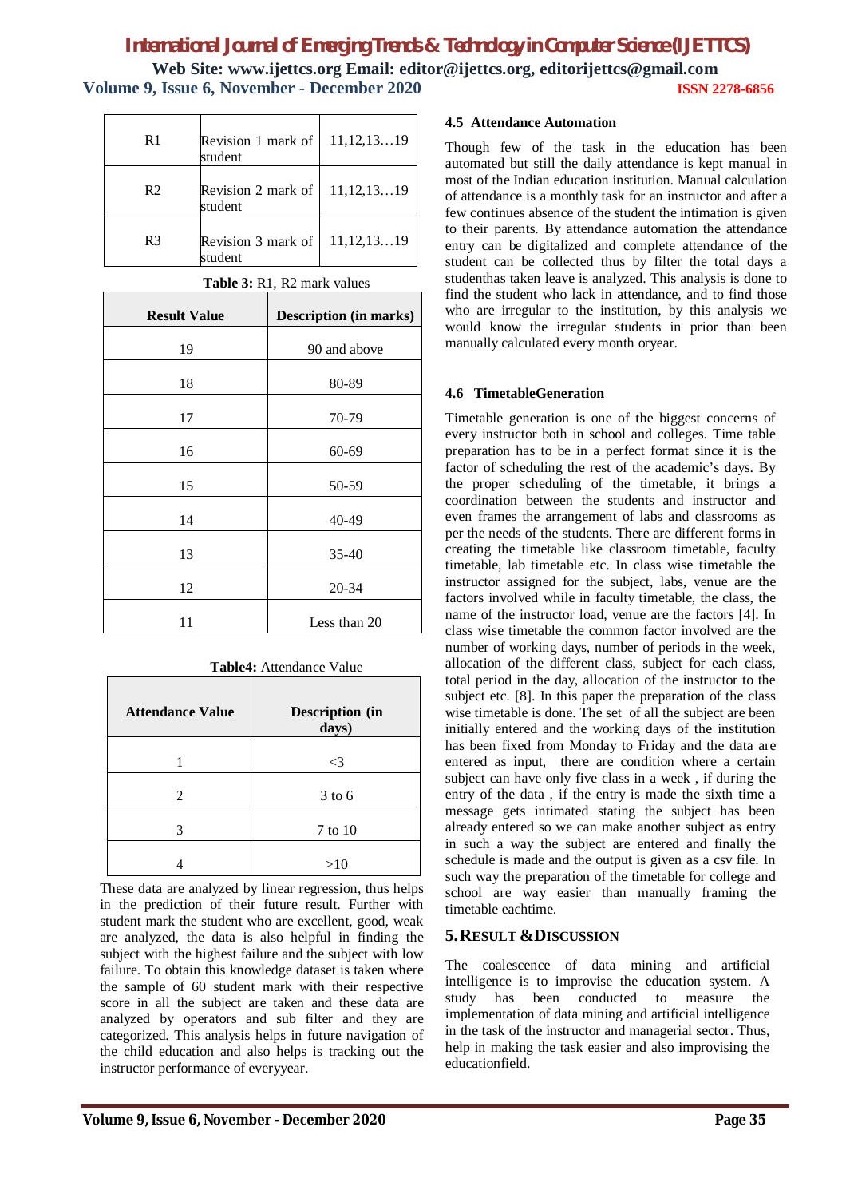| R1 | Revision 1 mark of student | 11,12,13…19 |
|---|---|---|
| R2 | Revision 2 mark of student | 11,12,13…19 |
| R3 | Revision 3 mark of student | 11,12,13…19 |

**Table 3:** R1, R2 mark values

| Result Value | Description (in marks) |
|---|---|
| 19 | 90 and above |
| 18 | 80-89 |
| 17 | 70-79 |
| 16 | 60-69 |
| 15 | 50-59 |
| 14 | 40-49 |
| 13 | 35-40 |
| 12 | 20-34 |
| 11 | Less than 20 |

**Table4:** Attendance Value

| Attendance Value | Description (in days) |
|---|---|
| 1 | <3 |
| 2 | 3 to 6 |
| 3 | 7 to 10 |
| 4 | >10 |

These data are analyzed by linear regression, thus helps in the prediction of their future result. Further with student mark the student who are excellent, good, weak are analyzed, the data is also helpful in finding the subject with the highest failure and the subject with low failure. To obtain this knowledge dataset is taken where the sample of 60 student mark with their respective score in all the subject are taken and these data are analyzed by operators and sub filter and they are categorized. This analysis helps in future navigation of the child education and also helps is tracking out the instructor performance of everyyear.

### 4.5 Attendance Automation

Though few of the task in the education has been automated but still the daily attendance is kept manual in most of the Indian education institution. Manual calculation of attendance is a monthly task for an instructor and after a few continues absence of the student the intimation is given to their parents. By attendance automation the attendance entry can be digitalized and complete attendance of the student can be collected thus by filter the total days a studenthas taken leave is analyzed. This analysis is done to find the student who lack in attendance, and to find those who are irregular to the institution, by this analysis we would know the irregular students in prior than been manually calculated every month oryear.

### 4.6 TimetableGeneration

Timetable generation is one of the biggest concerns of every instructor both in school and colleges. Time table preparation has to be in a perfect format since it is the factor of scheduling the rest of the academic's days. By the proper scheduling of the timetable, it brings a coordination between the students and instructor and even frames the arrangement of labs and classrooms as per the needs of the students. There are different forms in creating the timetable like classroom timetable, faculty timetable, lab timetable etc. In class wise timetable the instructor assigned for the subject, labs, venue are the factors involved while in faculty timetable, the class, the name of the instructor load, venue are the factors [4]. In class wise timetable the common factor involved are the number of working days, number of periods in the week, allocation of the different class, subject for each class, total period in the day, allocation of the instructor to the subject etc. [8]. In this paper the preparation of the class wise timetable is done. The set of all the subject are been initially entered and the working days of the institution has been fixed from Monday to Friday and the data are entered as input, there are condition where a certain subject can have only five class in a week , if during the entry of the data , if the entry is made the sixth time a message gets intimated stating the subject has been already entered so we can make another subject as entry in such a way the subject are entered and finally the schedule is made and the output is given as a csv file. In such way the preparation of the timetable for college and school are way easier than manually framing the timetable eachtime.

## 5. RESULT & DISCUSSION

The coalescence of data mining and artificial intelligence is to improvise the education system. A study has been conducted to measure the implementation of data mining and artificial intelligence in the task of the instructor and managerial sector. Thus, help in making the task easier and also improvising the educationfield.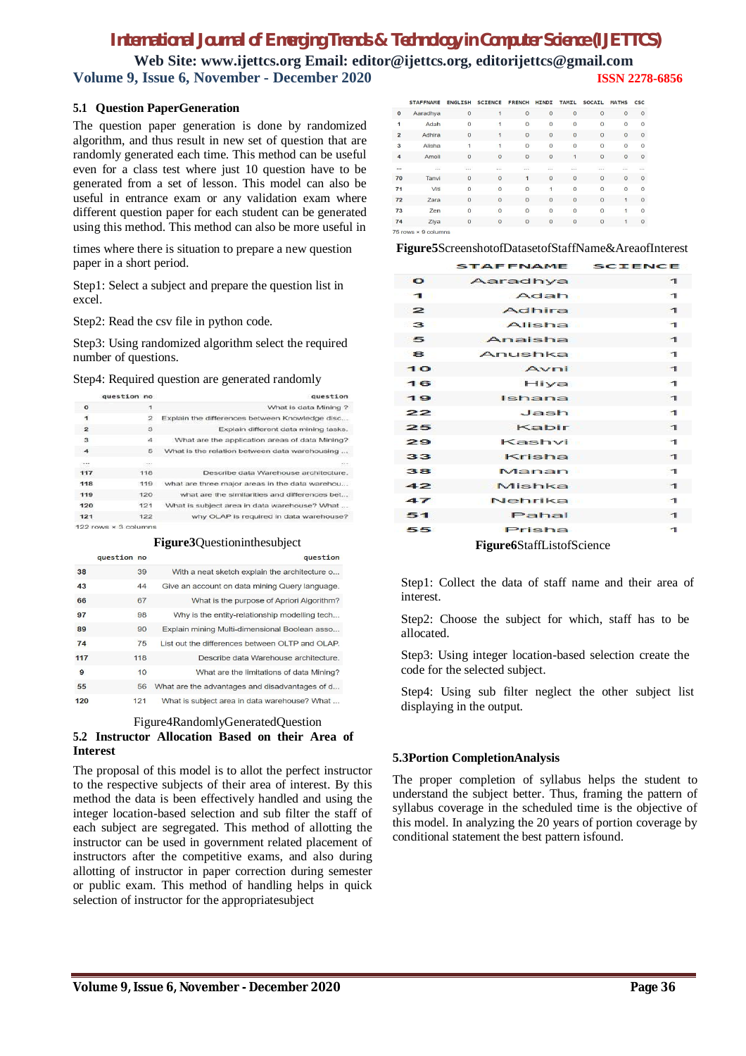### 5.1 Question PaperGeneration

The question paper generation is done by randomized algorithm, and thus result in new set of question that are randomly generated each time. This method can be useful even for a class test where just 10 question have to be generated from a set of lesson. This model can also be useful in entrance exam or any validation exam where different question paper for each student can be generated using this method. This method can also be more useful in times where there is situation to prepare a new question paper in a short period.

Step1: Select a subject and prepare the question list in excel.

Step2: Read the csv file in python code.

Step3: Using randomized algorithm select the required number of questions.

Step4: Required question are generated randomly

| | question no | question |
|---|---|---|
| 0 | 1 | What is data Mining ? |
| 1 | 2 | Explain the differences between Knowledge disc... |
| 2 | 3 | Explain different data mining tasks. |
| 3 | 4 | What are the application areas of data Mining? |
| 4 | 5 | What is the relation between data warehousing ... |
| ... | ... | ... |
| 117 | 118 | Describe data Warehouse architecture. |
| 118 | 119 | what are three major areas in the data warehou... |
| 119 | 120 | what are the similarities and differences bet... |
| 120 | 121 | What is subject area in data warehouse? What ... |
| 121 | 122 | why OLAP is required in data warehouse? |

122 rows × 3 columns

**Figure3**Questioninthesubject

| | question no | question |
|---|---|---|
| 38 | 39 | With a neat sketch explain the architecture o... |
| 43 | 44 | Give an account on data mining Query language. |
| 66 | 67 | What is the purpose of Apriori Algorithm? |
| 97 | 98 | Why is the entity-relationship modelling tech... |
| 89 | 90 | Explain mining Multi-dimensional Boolean asso... |
| 74 | 75 | List out the differences between OLTP and OLAP. |
| 117 | 118 | Describe data Warehouse architecture. |
| 9 | 10 | What are the limitations of data Mining? |
| 55 | 56 | What are the advantages and disadvantages of d... |
| 120 | 121 | What is subject area in data warehouse? What ... |

Figure4RandomlyGeneratedQuestion

### 5.2 Instructor Allocation Based on their Area of Interest

The proposal of this model is to allot the perfect instructor to the respective subjects of their area of interest. By this method the data is been effectively handled and using the integer location-based selection and sub filter the staff of each subject are segregated. This method of allotting the instructor can be used in government related placement of instructors after the competitive exams, and also during allotting of instructor in paper correction during semester or public exam. This method of handling helps in quick selection of instructor for the appropriatesubject

| | STAFFNAME | ENGLISH | SCIENCE | FRENCH | HINDI | TAMIL | SOCAIL | MATHS | CSC |
|---|---|---|---|---|---|---|---|---|---|
| 0 | Aaradhya | 0 | 1 | 0 | 0 | 0 | 0 | 0 | 0 |
| 1 | Adah | 0 | 1 | 0 | 0 | 0 | 0 | 0 | 0 |
| 2 | Adhira | 0 | 1 | 0 | 0 | 0 | 0 | 0 | 0 |
| 3 | Alisha | 1 | 1 | 0 | 0 | 0 | 0 | 0 | 0 |
| 4 | Amoli | 0 | 0 | 0 | 0 | 1 | 0 | 0 | 0 |
| ... | ... | ... | ... | ... | ... | ... | ... | ... | ... |
| 70 | Tanvi | 0 | 0 | 1 | 0 | 0 | 0 | 0 | 0 |
| 71 | Viti | 0 | 0 | 0 | 1 | 0 | 0 | 0 | 0 |
| 72 | Zara | 0 | 0 | 0 | 0 | 0 | 0 | 1 | 0 |
| 73 | Zen | 0 | 0 | 0 | 0 | 0 | 0 | 1 | 0 |
| 74 | Ziya | 0 | 0 | 0 | 0 | 0 | 0 | 1 | 0 |

75 rows × 9 columns

**Figure5**ScreenshotofDatasetofStaffName&AreaofInterest

| | STAFFNAME | SCIENCE |
|---|---|---|
| 0 | Aaradhya | 1 |
| 1 | Adah | 1 |
| 2 | Adhira | 1 |
| 3 | Alisha | 1 |
| 5 | Anaisha | 1 |
| 8 | Anushka | 1 |
| 10 | Avni | 1 |
| 16 | Hiya | 1 |
| 19 | Ishana | 1 |
| 22 | Jash | 1 |
| 25 | Kabir | 1 |
| 29 | Kashvi | 1 |
| 33 | Krisha | 1 |
| 38 | Manan | 1 |
| 42 | Mishka | 1 |
| 47 | Nehrika | 1 |
| 51 | Pahal | 1 |
| 55 | Prisha | 1 |

**Figure6**StaffListofScience

Step1: Collect the data of staff name and their area of interest.

Step2: Choose the subject for which, staff has to be allocated.

Step3: Using integer location-based selection create the code for the selected subject.

Step4: Using sub filter neglect the other subject list displaying in the output.

### 5.3Portion CompletionAnalysis

The proper completion of syllabus helps the student to understand the subject better. Thus, framing the pattern of syllabus coverage in the scheduled time is the objective of this model. In analyzing the 20 years of portion coverage by conditional statement the best pattern isfound.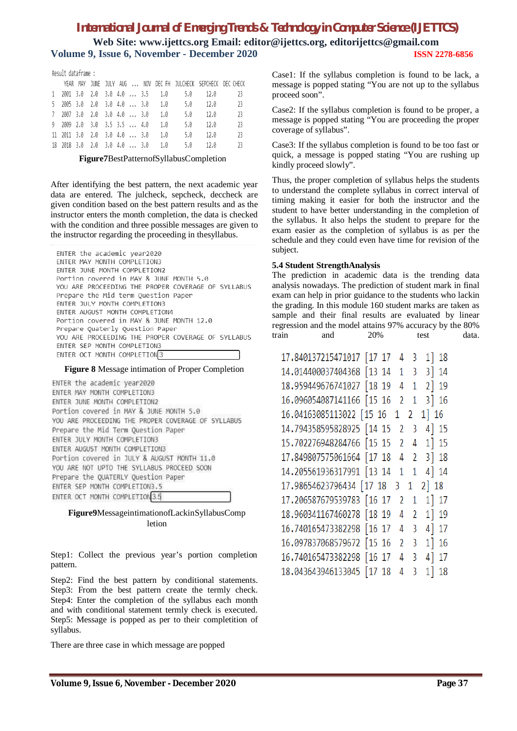```
Result dataframe :
    YEAR  MAY  JUNE  JULY  AUG  ...  NOV  DEC FH  JULCHECK  SEPCHECK  DEC CHECK
1   2001  3.0  2.0   3.0   4.0  ...  3.5    1.0       5.0      12.0         23
5   2005  3.0  2.0   3.0   4.0  ...  3.0    1.0       5.0      12.0         23
7   2007  3.0  2.0   3.0   4.0  ...  3.0    1.0       5.0      12.0         23
9   2009  2.0  3.0   3.5   3.5  ...  4.0    1.0       5.0      12.0         23
11  2011  3.0  2.0   3.0   4.0  ...  3.0    1.0       5.0      12.0         23
18  2018  3.0  2.0   3.0   4.0  ...  3.0    1.0       5.0      12.0         23
```

**Figure7**BestPatternofSyllabusCompletion

After identifying the best pattern, the next academic year data are entered. The julcheck, sepcheck, deccheck are given condition based on the best pattern results and as the instructor enters the month completion, the data is checked with the condition and three possible messages are given to the instructor regarding the proceeding in thesyllabus.

```
ENTER the academic year2020
ENTER MAY MONTH COMPLETION3
ENTER JUNE MONTH COMPLETION2
Portion covered in MAY & JUNE MONTH 5.0
YOU ARE PROCEEDING THE PROPER COVERAGE OF SYLLABUS
Prepare the Mid term Question Paper
ENTER JULY MONTH COMPLETION3
ENTER AUGUST MONTH COMPLETION4
Portion covered in MAY & JUNE MONTH 12.0
Prepare Quaterly Question Paper
YOU ARE PROCEEDING THE PROPER COVERAGE OF SYLLABUS
ENTER SEP MONTH COMPLETION3
ENTER OCT MONTH COMPLETION3
```

**Figure 8** Message intimation of Proper Completion

```
ENTER the academic year2020
ENTER MAY MONTH COMPLETION3
ENTER JUNE MONTH COMPLETION2
Portion covered in MAY & JUNE MONTH 5.0
YOU ARE PROCEEDING THE PROPER COVERAGE OF SYLLABUS
Prepare the Mid Term Question Paper
ENTER JULY MONTH COMPLETION3
ENTER AUGUST MONTH COMPLETION3
Portion covered in JULY & AUGUST MONTH 11.0
YOU ARE NOT UPTO THE SYLLABUS PROCEED SOON
Prepare the QUATERLY Question Paper
ENTER SEP MONTH COMPLETION3.5
ENTER OCT MONTH COMPLETION3.5
```

**Figure9**MessageintimationofLackinSyllabusCompletion

Step1: Collect the previous year's portion completion pattern.

Step2: Find the best pattern by conditional statements. Step3: From the best pattern create the termly check. Step4: Enter the completion of the syllabus each month and with conditional statement termly check is executed. Step5: Message is popped as per to their completition of syllabus.

There are three case in which message are popped

Case1: If the syllabus completion is found to be lack, a message is popped stating "You are not up to the syllabus proceed soon".

Case2: If the syllabus completion is found to be proper, a message is popped stating "You are proceeding the proper coverage of syllabus".

Case3: If the syllabus completion is found to be too fast or quick, a message is popped stating "You are rushing up kindly proceed slowly".

Thus, the proper completion of syllabus helps the students to understand the complete syllabus in correct interval of timing making it easier for both the instructor and the student to have better understanding in the completion of the syllabus. It also helps the student to prepare for the exam easier as the completion of syllabus is as per the schedule and they could even have time for revision of the subject.

### 5.4 Student StrengthAnalysis

The prediction in academic data is the trending data analysis nowadays. The prediction of student mark in final exam can help in prior guidance to the students who lackin the grading. In this module 160 student marks are taken as sample and their final results are evaluated by linear regression and the model attains 97% accuracy by the 80% train and 20% test data.

```
17.840137215471017 [17 17  4  3  1] 18
14.014400037404368 [13 14  1  3  3] 14
18.959449676741027 [18 19  4  1  2] 19
16.096054087141166 [15 16  2  1  3] 16
16.04163085113022  [15 16  1  2  1] 16
14.794358595828925 [14 15  2  3  4] 15
15.702276948284766 [15 15  2  4  1] 15
17.849807575061664 [17 18  4  2  3] 18
14.205561936317991 [13 14  1  1  4] 14
17.98654623796434  [17 18  3  1  2] 18
17.206587679539783 [16 17  2  1  1] 17
18.960341167460278 [18 19  4  2  1] 19
16.740165473382298 [16 17  4  3  4] 17
16.097837068579672 [15 16  2  3  1] 16
16.740165473382298 [16 17  4  3  4] 17
18.043643946133045 [17 18  4  3  1] 18
```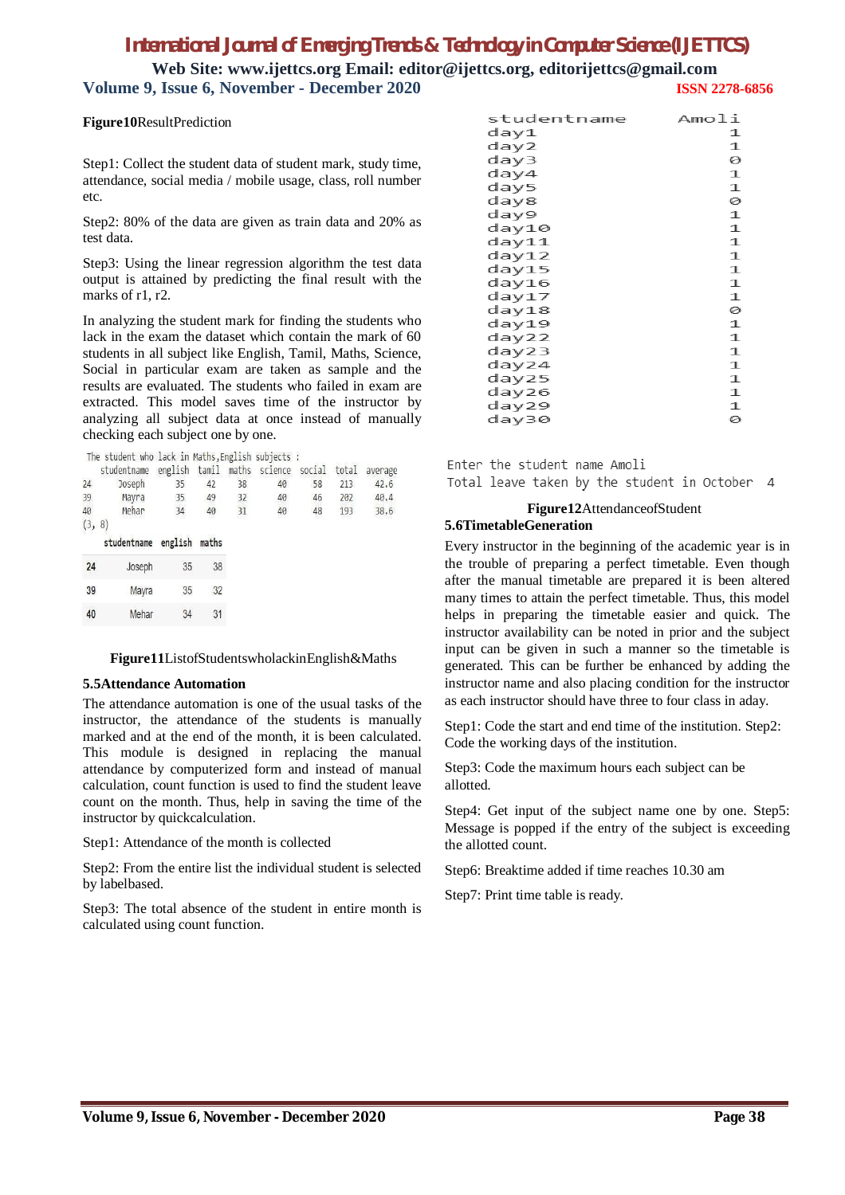**Figure10**ResultPrediction

Step1: Collect the student data of student mark, study time, attendance, social media / mobile usage, class, roll number etc.

Step2: 80% of the data are given as train data and 20% as test data.

Step3: Using the linear regression algorithm the test data output is attained by predicting the final result with the marks of r1, r2.

In analyzing the student mark for finding the students who lack in the exam the dataset which contain the mark of 60 students in all subject like English, Tamil, Maths, Science, Social in particular exam are taken as sample and the results are evaluated. The students who failed in exam are extracted. This model saves time of the instructor by analyzing all subject data at once instead of manually checking each subject one by one.

```
The student who lack in Maths,English subjects :
    studentname  english  tamil  maths  science  social  total  average
24       Joseph       35     42     38       40      58    213     42.6
39        Mayra       35     49     32       40      46    202     40.4
40        Mehar       34     40     31       40      48    193     38.6
(3, 8)
```

| | studentname | english | maths |
|---|---|---|---|
| 24 | Joseph | 35 | 38 |
| 39 | Mayra | 35 | 32 |
| 40 | Mehar | 34 | 31 |

**Figure11**ListofStudentswholackinEnglish&Maths

**5.5Attendance Automation**

The attendance automation is one of the usual tasks of the instructor, the attendance of the students is manually marked and at the end of the month, it is been calculated. This module is designed in replacing the manual attendance by computerized form and instead of manual calculation, count function is used to find the student leave count on the month. Thus, help in saving the time of the instructor by quickcalculation.

Step1: Attendance of the month is collected

Step2: From the entire list the individual student is selected by labelbased.

Step3: The total absence of the student in entire month is calculated using count function.

```
studentname    Amoli
day1               1
day2               1
day3               0
day4               1
day5               1
day8               0
day9               1
day10              1
day11              1
day12              1
day15              1
day16              1
day17              1
day18              0
day19              1
day22              1
day23              1
day24              1
day25              1
day26              1
day29              1
day30              0

Enter the student name Amoli
Total leave taken by the student in October   4
```

**Figure12**AttendanceofStudent

**5.6TimetableGeneration**

Every instructor in the beginning of the academic year is in the trouble of preparing a perfect timetable. Even though after the manual timetable are prepared it is been altered many times to attain the perfect timetable. Thus, this model helps in preparing the timetable easier and quick. The instructor availability can be noted in prior and the subject input can be given in such a manner so the timetable is generated. This can be further be enhanced by adding the instructor name and also placing condition for the instructor as each instructor should have three to four class in aday.

Step1: Code the start and end time of the institution. Step2: Code the working days of the institution.

Step3: Code the maximum hours each subject can be allotted.

Step4: Get input of the subject name one by one. Step5: Message is popped if the entry of the subject is exceeding the allotted count.

Step6: Breaktime added if time reaches 10.30 am

Step7: Print time table is ready.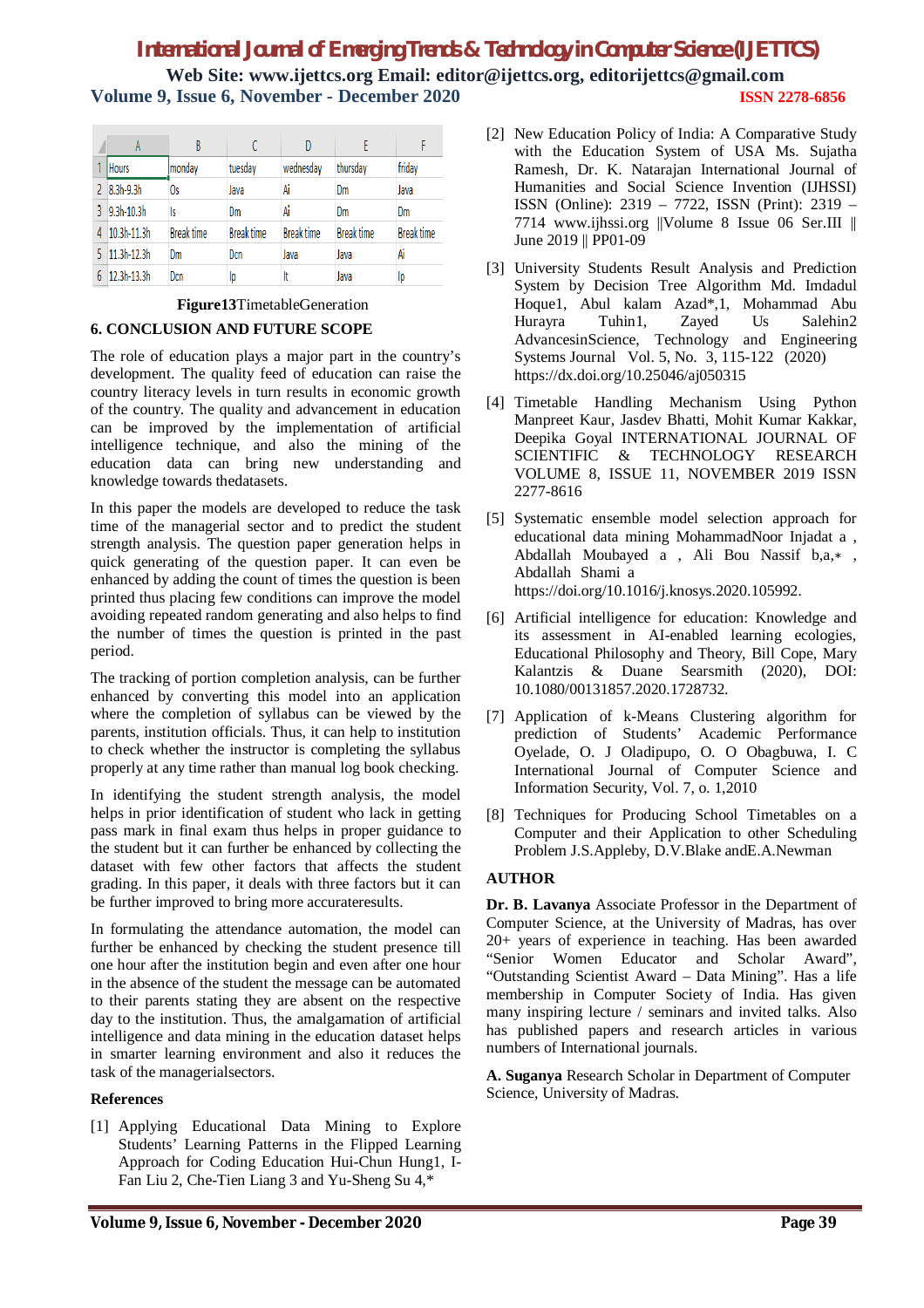| | A | B | C | D | E | F |
|---|---|---|---|---|---|---|
| 1 | Hours | monday | tuesday | wednesday | thursday | friday |
| 2 | 8.3h-9.3h | Os | Java | Ai | Dm | Java |
| 3 | 9.3h-10.3h | Is | Dm | Ai | Dm | Dm |
| 4 | 10.3h-11.3h | Break time | Break time | Break time | Break time | Break time |
| 5 | 11.3h-12.3h | Dm | Dcn | Java | Java | Ai |
| 6 | 12.3h-13.3h | Dcn | Ip | It | Java | Ip |

**Figure13**TimetableGeneration

## 6. CONCLUSION AND FUTURE SCOPE

The role of education plays a major part in the country's development. The quality feed of education can raise the country literacy levels in turn results in economic growth of the country. The quality and advancement in education can be improved by the implementation of artificial intelligence technique, and also the mining of the education data can bring new understanding and knowledge towards thedatasets.

In this paper the models are developed to reduce the task time of the managerial sector and to predict the student strength analysis. The question paper generation helps in quick generating of the question paper. It can even be enhanced by adding the count of times the question is been printed thus placing few conditions can improve the model avoiding repeated random generating and also helps to find the number of times the question is printed in the past period.

The tracking of portion completion analysis, can be further enhanced by converting this model into an application where the completion of syllabus can be viewed by the parents, institution officials. Thus, it can help to institution to check whether the instructor is completing the syllabus properly at any time rather than manual log book checking.

In identifying the student strength analysis, the model helps in prior identification of student who lack in getting pass mark in final exam thus helps in proper guidance to the student but it can further be enhanced by collecting the dataset with few other factors that affects the student grading. In this paper, it deals with three factors but it can be further improved to bring more accurateresults.

In formulating the attendance automation, the model can further be enhanced by checking the student presence till one hour after the institution begin and even after one hour in the absence of the student the message can be automated to their parents stating they are absent on the respective day to the institution. Thus, the amalgamation of artificial intelligence and data mining in the education dataset helps in smarter learning environment and also it reduces the task of the managerialsectors.

## References

[1] Applying Educational Data Mining to Explore Students' Learning Patterns in the Flipped Learning Approach for Coding Education Hui-Chun Hung1, I-Fan Liu 2, Che-Tien Liang 3 and Yu-Sheng Su 4,*

[2] New Education Policy of India: A Comparative Study with the Education System of USA Ms. Sujatha Ramesh, Dr. K. Natarajan International Journal of Humanities and Social Science Invention (IJHSSI) ISSN (Online): 2319 – 7722, ISSN (Print): 2319 – 7714 www.ijhssi.org ||Volume 8 Issue 06 Ser.III || June 2019 || PP01-09

[3] University Students Result Analysis and Prediction System by Decision Tree Algorithm Md. Imdadul Hoque1, Abul kalam Azad*,1, Mohammad Abu Hurayra Tuhin1, Zayed Us Salehin2 AdvancesinScience, Technology and Engineering Systems Journal Vol. 5, No. 3, 115-122 (2020) https://dx.doi.org/10.25046/aj050315

[4] Timetable Handling Mechanism Using Python Manpreet Kaur, Jasdev Bhatti, Mohit Kumar Kakkar, Deepika Goyal INTERNATIONAL JOURNAL OF SCIENTIFIC & TECHNOLOGY RESEARCH VOLUME 8, ISSUE 11, NOVEMBER 2019 ISSN 2277-8616

[5] Systematic ensemble model selection approach for educational data mining MohammadNoor Injadat a , Abdallah Moubayed a , Ali Bou Nassif b,a,∗ , Abdallah Shami a https://doi.org/10.1016/j.knosys.2020.105992.

[6] Artificial intelligence for education: Knowledge and its assessment in AI-enabled learning ecologies, Educational Philosophy and Theory, Bill Cope, Mary Kalantzis & Duane Searsmith (2020), DOI: 10.1080/00131857.2020.1728732.

[7] Application of k-Means Clustering algorithm for prediction of Students' Academic Performance Oyelade, O. J Oladipupo, O. O Obagbuwa, I. C International Journal of Computer Science and Information Security, Vol. 7, o. 1,2010

[8] Techniques for Producing School Timetables on a Computer and their Application to other Scheduling Problem J.S.Appleby, D.V.Blake andE.A.Newman

## AUTHOR

**Dr. B. Lavanya** Associate Professor in the Department of Computer Science, at the University of Madras, has over 20+ years of experience in teaching. Has been awarded "Senior Women Educator and Scholar Award", "Outstanding Scientist Award – Data Mining". Has a life membership in Computer Society of India. Has given many inspiring lecture / seminars and invited talks. Also has published papers and research articles in various numbers of International journals.

**A. Suganya** Research Scholar in Department of Computer Science, University of Madras.